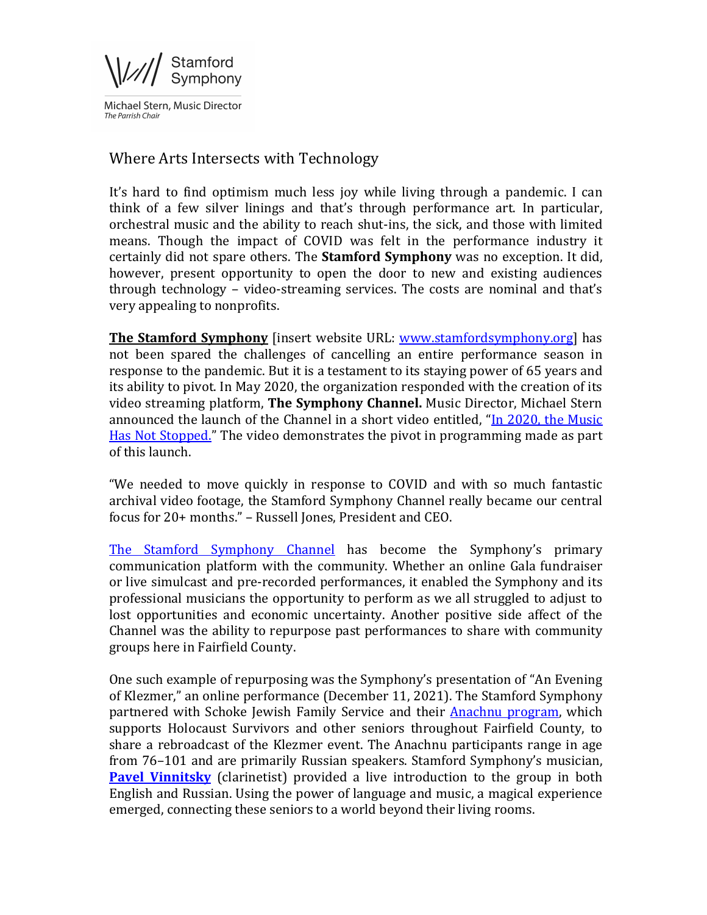Stamford Symphony

Michael Stern, Music Director
*The Parrish Chair*

# Where Arts Intersects with Technology

It's hard to find optimism much less joy while living through a pandemic. I can think of a few silver linings and that's through performance art. In particular, orchestral music and the ability to reach shut-ins, the sick, and those with limited means. Though the impact of COVID was felt in the performance industry it certainly did not spare others. The **Stamford Symphony** was no exception. It did, however, present opportunity to open the door to new and existing audiences through technology – video-streaming services. The costs are nominal and that's very appealing to nonprofits.

**The Stamford Symphony** [insert website URL: www.stamfordsymphony.org] has not been spared the challenges of cancelling an entire performance season in response to the pandemic. But it is a testament to its staying power of 65 years and its ability to pivot. In May 2020, the organization responded with the creation of its video streaming platform, **The Symphony Channel.** Music Director, Michael Stern announced the launch of the Channel in a short video entitled, "In 2020, the Music Has Not Stopped." The video demonstrates the pivot in programming made as part of this launch.

"We needed to move quickly in response to COVID and with so much fantastic archival video footage, the Stamford Symphony Channel really became our central focus for 20+ months." – Russell Jones, President and CEO.

The Stamford Symphony Channel has become the Symphony's primary communication platform with the community. Whether an online Gala fundraiser or live simulcast and pre-recorded performances, it enabled the Symphony and its professional musicians the opportunity to perform as we all struggled to adjust to lost opportunities and economic uncertainty. Another positive side affect of the Channel was the ability to repurpose past performances to share with community groups here in Fairfield County.

One such example of repurposing was the Symphony's presentation of "An Evening of Klezmer," an online performance (December 11, 2021). The Stamford Symphony partnered with Schoke Jewish Family Service and their Anachnu program, which supports Holocaust Survivors and other seniors throughout Fairfield County, to share a rebroadcast of the Klezmer event. The Anachnu participants range in age from 76–101 and are primarily Russian speakers. Stamford Symphony's musician, **Pavel Vinnitsky** (clarinetist) provided a live introduction to the group in both English and Russian. Using the power of language and music, a magical experience emerged, connecting these seniors to a world beyond their living rooms.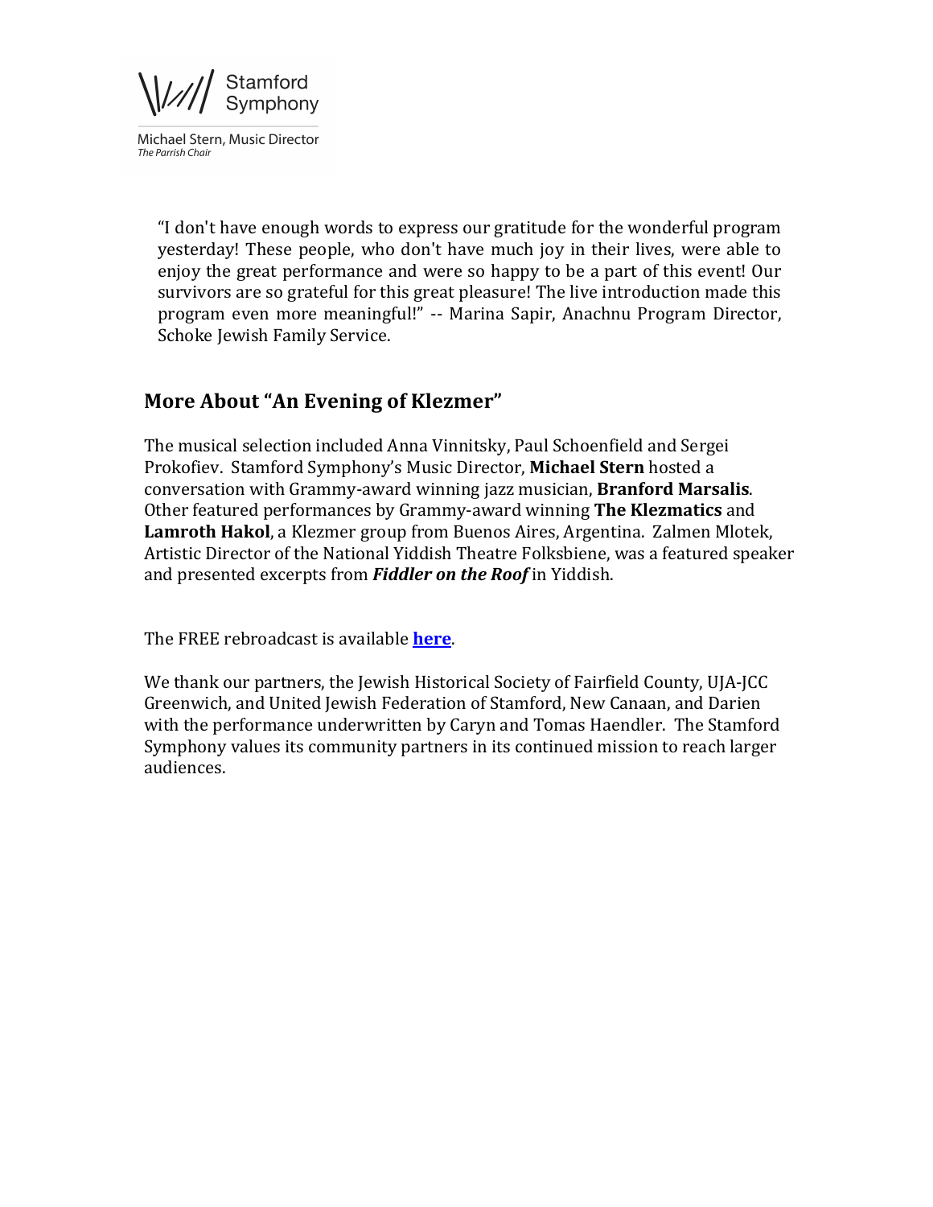Stamford Symphony

Michael Stern, Music Director
*The Parrish Chair*

"I don't have enough words to express our gratitude for the wonderful program yesterday! These people, who don't have much joy in their lives, were able to enjoy the great performance and were so happy to be a part of this event! Our survivors are so grateful for this great pleasure! The live introduction made this program even more meaningful!" -- Marina Sapir, Anachnu Program Director, Schoke Jewish Family Service.

## More About "An Evening of Klezmer"

The musical selection included Anna Vinnitsky, Paul Schoenfield and Sergei Prokofiev. Stamford Symphony's Music Director, **Michael Stern** hosted a conversation with Grammy-award winning jazz musician, **Branford Marsalis**. Other featured performances by Grammy-award winning **The Klezmatics** and **Lamroth Hakol**, a Klezmer group from Buenos Aires, Argentina. Zalmen Mlotek, Artistic Director of the National Yiddish Theatre Folksbiene, was a featured speaker and presented excerpts from ***Fiddler on the Roof*** in Yiddish.

The FREE rebroadcast is available **here**.

We thank our partners, the Jewish Historical Society of Fairfield County, UJA-JCC Greenwich, and United Jewish Federation of Stamford, New Canaan, and Darien with the performance underwritten by Caryn and Tomas Haendler. The Stamford Symphony values its community partners in its continued mission to reach larger audiences.